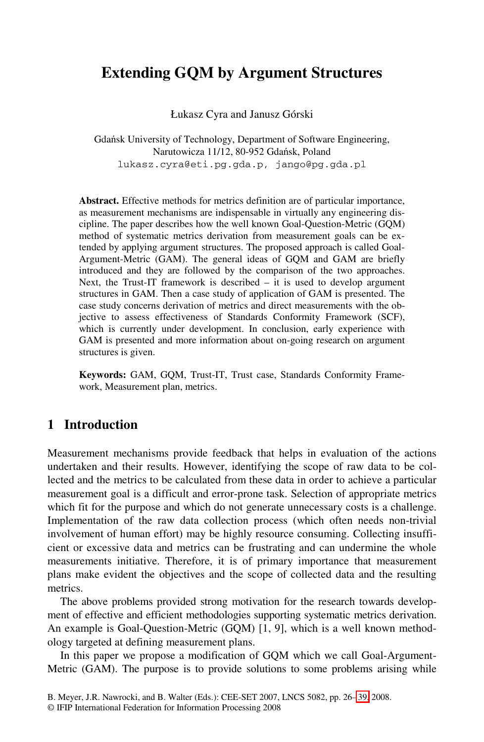# Extending GQM by Argument Structures

Łukasz Cyra and Janusz Górski

Gdańsk University of Technology, Department of Software Engineering,
Narutowicza 11/12, 80-952 Gdańsk, Poland
lukasz.cyra@eti.pg.gda.p, jango@pg.gda.pl

**Abstract.** Effective methods for metrics definition are of particular importance, as measurement mechanisms are indispensable in virtually any engineering discipline. The paper describes how the well known Goal-Question-Metric (GQM) method of systematic metrics derivation from measurement goals can be extended by applying argument structures. The proposed approach is called Goal-Argument-Metric (GAM). The general ideas of GQM and GAM are briefly introduced and they are followed by the comparison of the two approaches. Next, the Trust-IT framework is described – it is used to develop argument structures in GAM. Then a case study of application of GAM is presented. The case study concerns derivation of metrics and direct measurements with the objective to assess effectiveness of Standards Conformity Framework (SCF), which is currently under development. In conclusion, early experience with GAM is presented and more information about on-going research on argument structures is given.

**Keywords:** GAM, GQM, Trust-IT, Trust case, Standards Conformity Framework, Measurement plan, metrics.

## 1 Introduction

Measurement mechanisms provide feedback that helps in evaluation of the actions undertaken and their results. However, identifying the scope of raw data to be collected and the metrics to be calculated from these data in order to achieve a particular measurement goal is a difficult and error-prone task. Selection of appropriate metrics which fit for the purpose and which do not generate unnecessary costs is a challenge. Implementation of the raw data collection process (which often needs non-trivial involvement of human effort) may be highly resource consuming. Collecting insufficient or excessive data and metrics can be frustrating and can undermine the whole measurements initiative. Therefore, it is of primary importance that measurement plans make evident the objectives and the scope of collected data and the resulting metrics.

The above problems provided strong motivation for the research towards development of effective and efficient methodologies supporting systematic metrics derivation. An example is Goal-Question-Metric (GQM) [1, 9], which is a well known methodology targeted at defining measurement plans.

In this paper we propose a modification of GQM which we call Goal-Argument-Metric (GAM). The purpose is to provide solutions to some problems arising while

B. Meyer, J.R. Nawrocki, and B. Walter (Eds.): CEE-SET 2007, LNCS 5082, pp. 26–39, 2008.
© IFIP International Federation for Information Processing 2008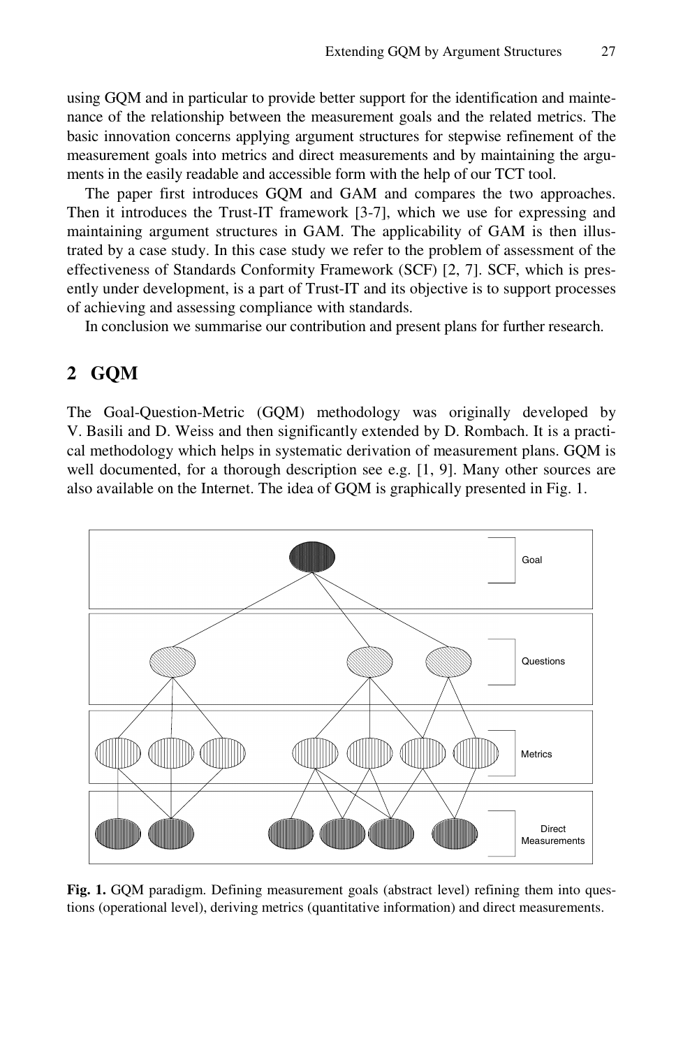using GQM and in particular to provide better support for the identification and maintenance of the relationship between the measurement goals and the related metrics. The basic innovation concerns applying argument structures for stepwise refinement of the measurement goals into metrics and direct measurements and by maintaining the arguments in the easily readable and accessible form with the help of our TCT tool.

The paper first introduces GQM and GAM and compares the two approaches. Then it introduces the Trust-IT framework [3-7], which we use for expressing and maintaining argument structures in GAM. The applicability of GAM is then illustrated by a case study. In this case study we refer to the problem of assessment of the effectiveness of Standards Conformity Framework (SCF) [2, 7]. SCF, which is presently under development, is a part of Trust-IT and its objective is to support processes of achieving and assessing compliance with standards.

In conclusion we summarise our contribution and present plans for further research.

## 2 GQM

The Goal-Question-Metric (GQM) methodology was originally developed by V. Basili and D. Weiss and then significantly extended by D. Rombach. It is a practical methodology which helps in systematic derivation of measurement plans. GQM is well documented, for a thorough description see e.g. [1, 9]. Many other sources are also available on the Internet. The idea of GQM is graphically presented in Fig. 1.

**Fig. 1.** GQM paradigm. Defining measurement goals (abstract level) refining them into questions (operational level), deriving metrics (quantitative information) and direct measurements.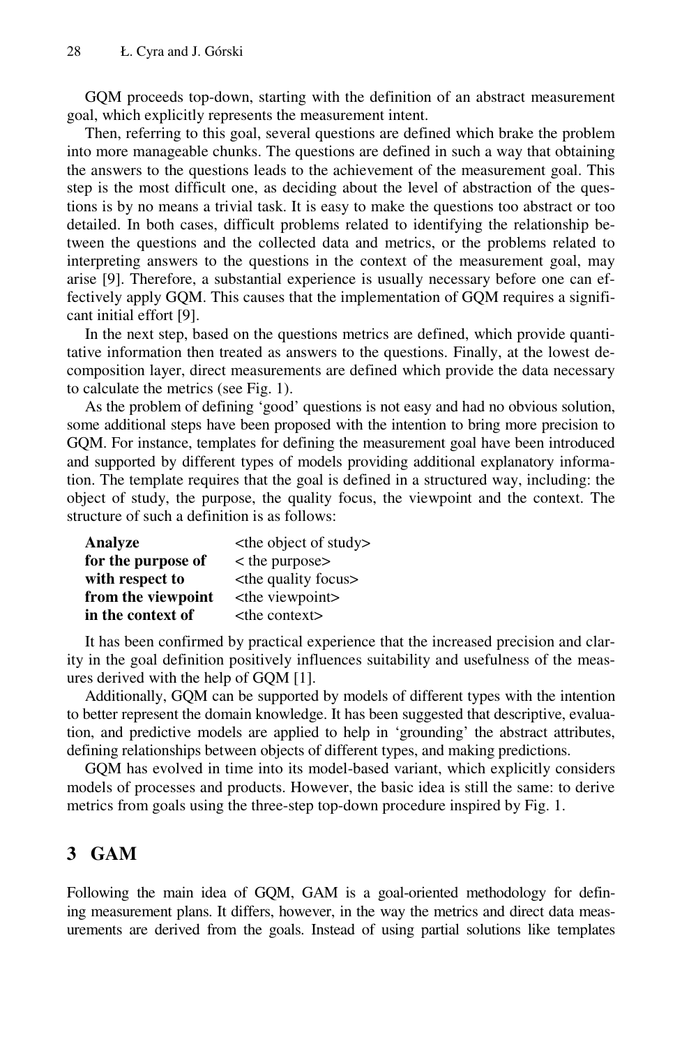GQM proceeds top-down, starting with the definition of an abstract measurement goal, which explicitly represents the measurement intent.

Then, referring to this goal, several questions are defined which brake the problem into more manageable chunks. The questions are defined in such a way that obtaining the answers to the questions leads to the achievement of the measurement goal. This step is the most difficult one, as deciding about the level of abstraction of the questions is by no means a trivial task. It is easy to make the questions too abstract or too detailed. In both cases, difficult problems related to identifying the relationship between the questions and the collected data and metrics, or the problems related to interpreting answers to the questions in the context of the measurement goal, may arise [9]. Therefore, a substantial experience is usually necessary before one can effectively apply GQM. This causes that the implementation of GQM requires a significant initial effort [9].

In the next step, based on the questions metrics are defined, which provide quantitative information then treated as answers to the questions. Finally, at the lowest decomposition layer, direct measurements are defined which provide the data necessary to calculate the metrics (see Fig. 1).

As the problem of defining 'good' questions is not easy and had no obvious solution, some additional steps have been proposed with the intention to bring more precision to GQM. For instance, templates for defining the measurement goal have been introduced and supported by different types of models providing additional explanatory information. The template requires that the goal is defined in a structured way, including: the object of study, the purpose, the quality focus, the viewpoint and the context. The structure of such a definition is as follows:

| | |
|---|---|
| **Analyze** | <the object of study> |
| **for the purpose of** | < the purpose> |
| **with respect to** | <the quality focus> |
| **from the viewpoint** | <the viewpoint> |
| **in the context of** | <the context> |

It has been confirmed by practical experience that the increased precision and clarity in the goal definition positively influences suitability and usefulness of the measures derived with the help of GQM [1].

Additionally, GQM can be supported by models of different types with the intention to better represent the domain knowledge. It has been suggested that descriptive, evaluation, and predictive models are applied to help in 'grounding' the abstract attributes, defining relationships between objects of different types, and making predictions.

GQM has evolved in time into its model-based variant, which explicitly considers models of processes and products. However, the basic idea is still the same: to derive metrics from goals using the three-step top-down procedure inspired by Fig. 1.

## 3 GAM

Following the main idea of GQM, GAM is a goal-oriented methodology for defining measurement plans. It differs, however, in the way the metrics and direct data measurements are derived from the goals. Instead of using partial solutions like templates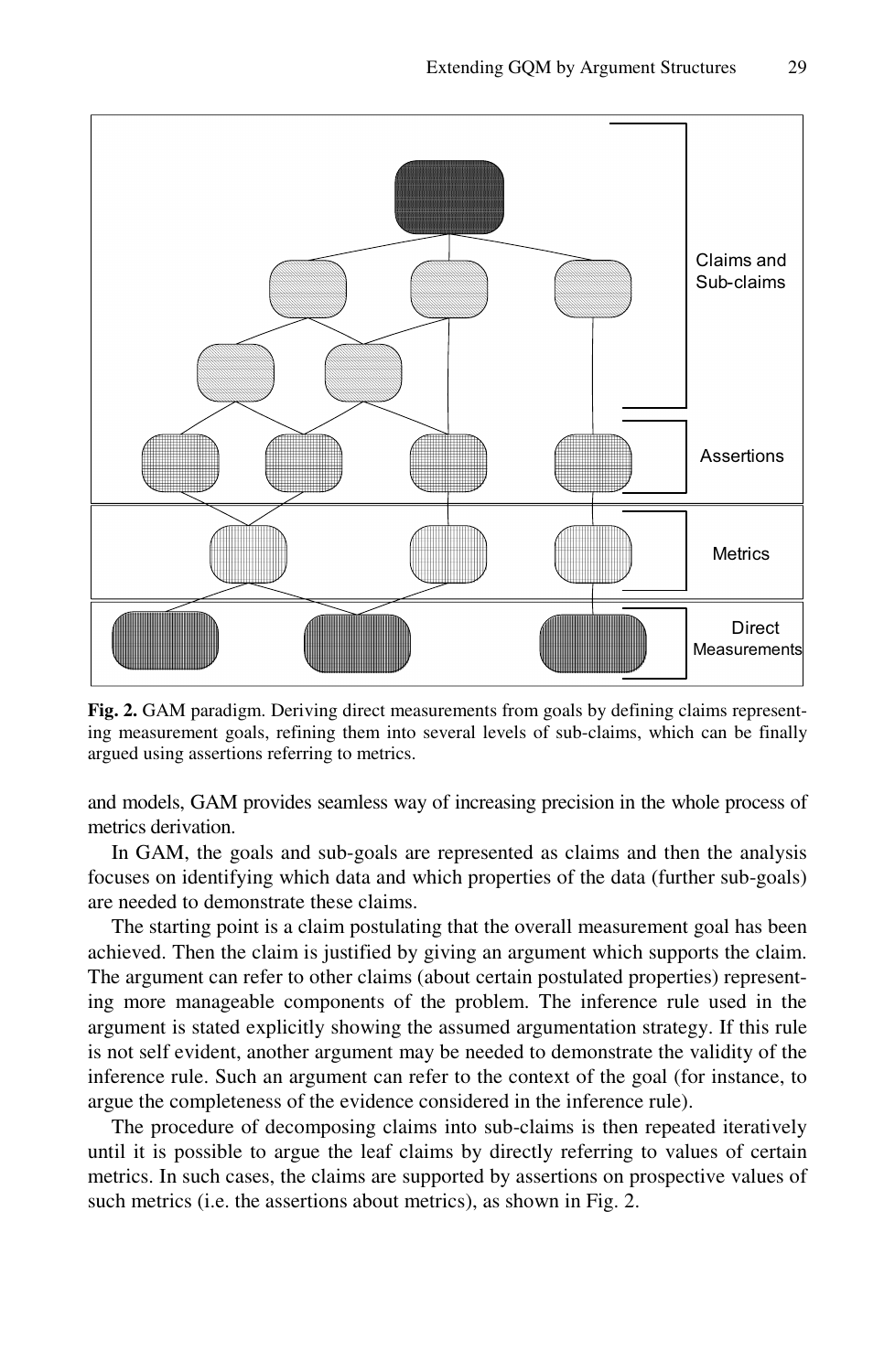Claims and Sub-claims

Assertions

Metrics

Direct Measurements

**Fig. 2.** GAM paradigm. Deriving direct measurements from goals by defining claims representing measurement goals, refining them into several levels of sub-claims, which can be finally argued using assertions referring to metrics.

and models, GAM provides seamless way of increasing precision in the whole process of metrics derivation.

In GAM, the goals and sub-goals are represented as claims and then the analysis focuses on identifying which data and which properties of the data (further sub-goals) are needed to demonstrate these claims.

The starting point is a claim postulating that the overall measurement goal has been achieved. Then the claim is justified by giving an argument which supports the claim. The argument can refer to other claims (about certain postulated properties) representing more manageable components of the problem. The inference rule used in the argument is stated explicitly showing the assumed argumentation strategy. If this rule is not self evident, another argument may be needed to demonstrate the validity of the inference rule. Such an argument can refer to the context of the goal (for instance, to argue the completeness of the evidence considered in the inference rule).

The procedure of decomposing claims into sub-claims is then repeated iteratively until it is possible to argue the leaf claims by directly referring to values of certain metrics. In such cases, the claims are supported by assertions on prospective values of such metrics (i.e. the assertions about metrics), as shown in Fig. 2.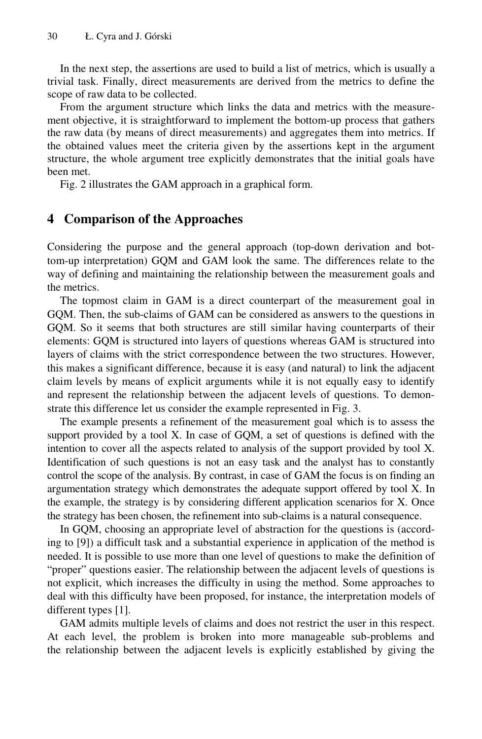In the next step, the assertions are used to build a list of metrics, which is usually a trivial task. Finally, direct measurements are derived from the metrics to define the scope of raw data to be collected.

From the argument structure which links the data and metrics with the measurement objective, it is straightforward to implement the bottom-up process that gathers the raw data (by means of direct measurements) and aggregates them into metrics. If the obtained values meet the criteria given by the assertions kept in the argument structure, the whole argument tree explicitly demonstrates that the initial goals have been met.

Fig. 2 illustrates the GAM approach in a graphical form.

## 4 Comparison of the Approaches

Considering the purpose and the general approach (top-down derivation and bottom-up interpretation) GQM and GAM look the same. The differences relate to the way of defining and maintaining the relationship between the measurement goals and the metrics.

The topmost claim in GAM is a direct counterpart of the measurement goal in GQM. Then, the sub-claims of GAM can be considered as answers to the questions in GQM. So it seems that both structures are still similar having counterparts of their elements: GQM is structured into layers of questions whereas GAM is structured into layers of claims with the strict correspondence between the two structures. However, this makes a significant difference, because it is easy (and natural) to link the adjacent claim levels by means of explicit arguments while it is not equally easy to identify and represent the relationship between the adjacent levels of questions. To demonstrate this difference let us consider the example represented in Fig. 3.

The example presents a refinement of the measurement goal which is to assess the support provided by a tool X. In case of GQM, a set of questions is defined with the intention to cover all the aspects related to analysis of the support provided by tool X. Identification of such questions is not an easy task and the analyst has to constantly control the scope of the analysis. By contrast, in case of GAM the focus is on finding an argumentation strategy which demonstrates the adequate support offered by tool X. In the example, the strategy is by considering different application scenarios for X. Once the strategy has been chosen, the refinement into sub-claims is a natural consequence.

In GQM, choosing an appropriate level of abstraction for the questions is (according to [9]) a difficult task and a substantial experience in application of the method is needed. It is possible to use more than one level of questions to make the definition of "proper" questions easier. The relationship between the adjacent levels of questions is not explicit, which increases the difficulty in using the method. Some approaches to deal with this difficulty have been proposed, for instance, the interpretation models of different types [1].

GAM admits multiple levels of claims and does not restrict the user in this respect. At each level, the problem is broken into more manageable sub-problems and the relationship between the adjacent levels is explicitly established by giving the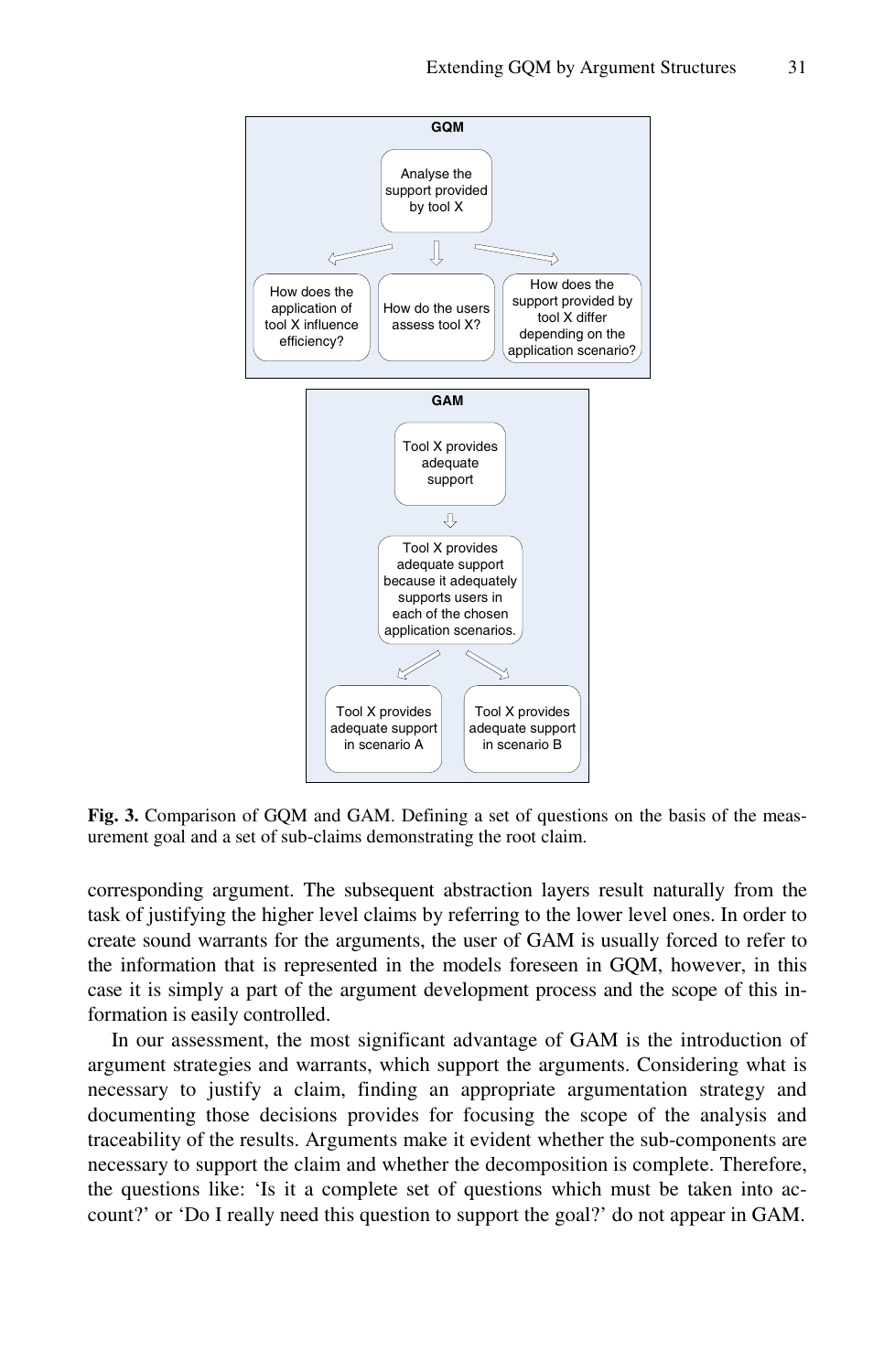**Fig. 3.** Comparison of GQM and GAM. Defining a set of questions on the basis of the measurement goal and a set of sub-claims demonstrating the root claim.

corresponding argument. The subsequent abstraction layers result naturally from the task of justifying the higher level claims by referring to the lower level ones. In order to create sound warrants for the arguments, the user of GAM is usually forced to refer to the information that is represented in the models foreseen in GQM, however, in this case it is simply a part of the argument development process and the scope of this information is easily controlled.

In our assessment, the most significant advantage of GAM is the introduction of argument strategies and warrants, which support the arguments. Considering what is necessary to justify a claim, finding an appropriate argumentation strategy and documenting those decisions provides for focusing the scope of the analysis and traceability of the results. Arguments make it evident whether the sub-components are necessary to support the claim and whether the decomposition is complete. Therefore, the questions like: 'Is it a complete set of questions which must be taken into account?' or 'Do I really need this question to support the goal?' do not appear in GAM.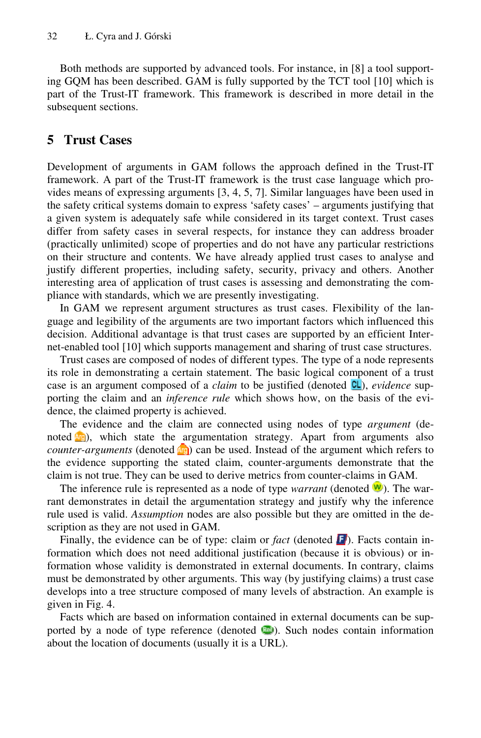Both methods are supported by advanced tools. For instance, in [8] a tool supporting GQM has been described. GAM is fully supported by the TCT tool [10] which is part of the Trust-IT framework. This framework is described in more detail in the subsequent sections.

## 5 Trust Cases

Development of arguments in GAM follows the approach defined in the Trust-IT framework. A part of the Trust-IT framework is the trust case language which provides means of expressing arguments [3, 4, 5, 7]. Similar languages have been used in the safety critical systems domain to express 'safety cases' – arguments justifying that a given system is adequately safe while considered in its target context. Trust cases differ from safety cases in several respects, for instance they can address broader (practically unlimited) scope of properties and do not have any particular restrictions on their structure and contents. We have already applied trust cases to analyse and justify different properties, including safety, security, privacy and others. Another interesting area of application of trust cases is assessing and demonstrating the compliance with standards, which we are presently investigating.

In GAM we represent argument structures as trust cases. Flexibility of the language and legibility of the arguments are two important factors which influenced this decision. Additional advantage is that trust cases are supported by an efficient Internet-enabled tool [10] which supports management and sharing of trust case structures.

Trust cases are composed of nodes of different types. The type of a node represents its role in demonstrating a certain statement. The basic logical component of a trust case is an argument composed of a *claim* to be justified (denoted CL), *evidence* supporting the claim and an *inference rule* which shows how, on the basis of the evidence, the claimed property is achieved.

The evidence and the claim are connected using nodes of type *argument* (denoted Arg), which state the argumentation strategy. Apart from arguments also *counter-arguments* (denoted Arg) can be used. Instead of the argument which refers to the evidence supporting the stated claim, counter-arguments demonstrate that the claim is not true. They can be used to derive metrics from counter-claims in GAM.

The inference rule is represented as a node of type *warrant* (denoted W). The warrant demonstrates in detail the argumentation strategy and justify why the inference rule used is valid. *Assumption* nodes are also possible but they are omitted in the description as they are not used in GAM.

Finally, the evidence can be of type: claim or *fact* (denoted F). Facts contain information which does not need additional justification (because it is obvious) or information whose validity is demonstrated in external documents. In contrary, claims must be demonstrated by other arguments. This way (by justifying claims) a trust case develops into a tree structure composed of many levels of abstraction. An example is given in Fig. 4.

Facts which are based on information contained in external documents can be supported by a node of type reference (denoted Ref). Such nodes contain information about the location of documents (usually it is a URL).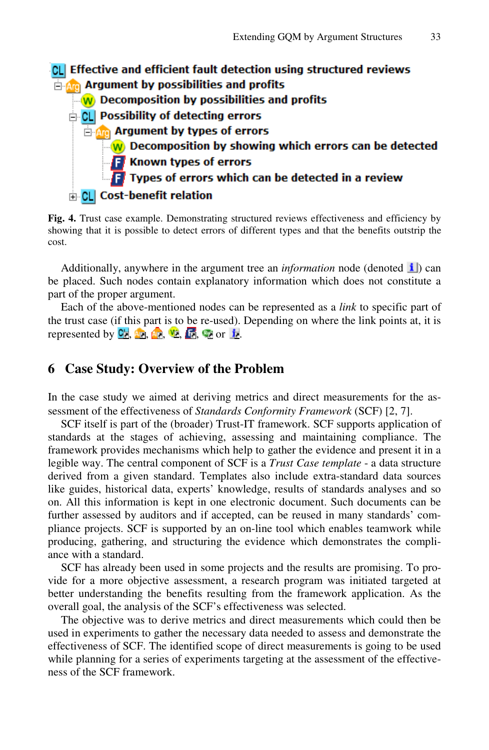CL Effective and efficient fault detection using structured reviews

- Arg Argument by possibilities and profits
  - W Decomposition by possibilities and profits
  - CL Possibility of detecting errors
    - Arg Argument by types of errors
      - W Decomposition by showing which errors can be detected
      - F Known types of errors
      - F Types of errors which can be detected in a review
  - CL Cost-benefit relation

**Fig. 4.** Trust case example. Demonstrating structured reviews effectiveness and efficiency by showing that it is possible to detect errors of different types and that the benefits outstrip the cost.

Additionally, anywhere in the argument tree an *information* node (denoted i) can be placed. Such nodes contain explanatory information which does not constitute a part of the proper argument.

Each of the above-mentioned nodes can be represented as a *link* to specific part of the trust case (if this part is to be re-used). Depending on where the link points at, it is represented by CL, Arg, Arg, W, F, ? or i.

## 6 Case Study: Overview of the Problem

In the case study we aimed at deriving metrics and direct measurements for the assessment of the effectiveness of *Standards Conformity Framework* (SCF) [2, 7].

SCF itself is part of the (broader) Trust-IT framework. SCF supports application of standards at the stages of achieving, assessing and maintaining compliance. The framework provides mechanisms which help to gather the evidence and present it in a legible way. The central component of SCF is a *Trust Case template* - a data structure derived from a given standard. Templates also include extra-standard data sources like guides, historical data, experts' knowledge, results of standards analyses and so on. All this information is kept in one electronic document. Such documents can be further assessed by auditors and if accepted, can be reused in many standards' compliance projects. SCF is supported by an on-line tool which enables teamwork while producing, gathering, and structuring the evidence which demonstrates the compliance with a standard.

SCF has already been used in some projects and the results are promising. To provide for a more objective assessment, a research program was initiated targeted at better understanding the benefits resulting from the framework application. As the overall goal, the analysis of the SCF's effectiveness was selected.

The objective was to derive metrics and direct measurements which could then be used in experiments to gather the necessary data needed to assess and demonstrate the effectiveness of SCF. The identified scope of direct measurements is going to be used while planning for a series of experiments targeting at the assessment of the effectiveness of the SCF framework.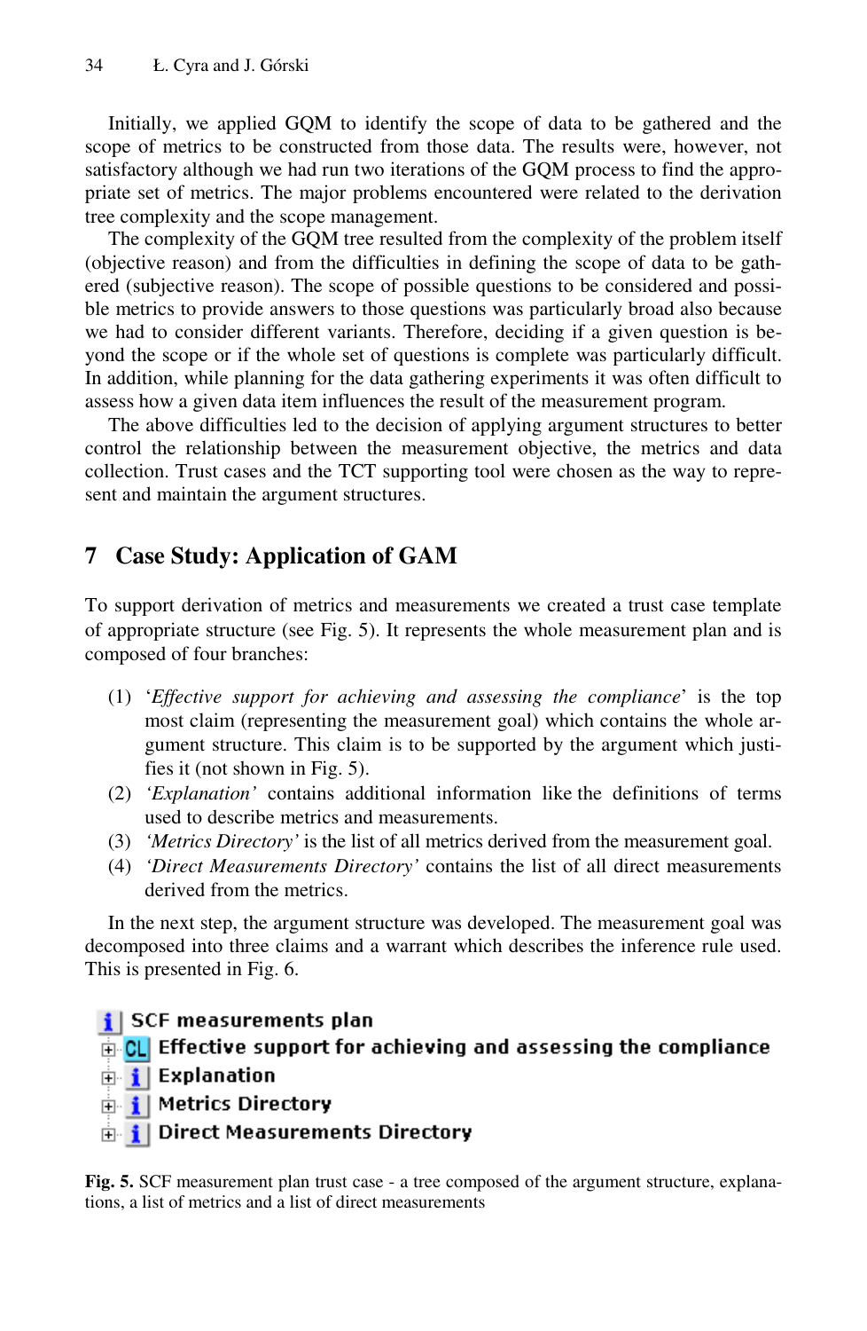Initially, we applied GQM to identify the scope of data to be gathered and the scope of metrics to be constructed from those data. The results were, however, not satisfactory although we had run two iterations of the GQM process to find the appropriate set of metrics. The major problems encountered were related to the derivation tree complexity and the scope management.

The complexity of the GQM tree resulted from the complexity of the problem itself (objective reason) and from the difficulties in defining the scope of data to be gathered (subjective reason). The scope of possible questions to be considered and possible metrics to provide answers to those questions was particularly broad also because we had to consider different variants. Therefore, deciding if a given question is beyond the scope or if the whole set of questions is complete was particularly difficult. In addition, while planning for the data gathering experiments it was often difficult to assess how a given data item influences the result of the measurement program.

The above difficulties led to the decision of applying argument structures to better control the relationship between the measurement objective, the metrics and data collection. Trust cases and the TCT supporting tool were chosen as the way to represent and maintain the argument structures.

## 7 Case Study: Application of GAM

To support derivation of metrics and measurements we created a trust case template of appropriate structure (see Fig. 5). It represents the whole measurement plan and is composed of four branches:

1. '*Effective support for achieving and assessing the compliance*' is the top most claim (representing the measurement goal) which contains the whole argument structure. This claim is to be supported by the argument which justifies it (not shown in Fig. 5).
2. *'Explanation'* contains additional information like the definitions of terms used to describe metrics and measurements.
3. *'Metrics Directory'* is the list of all metrics derived from the measurement goal.
4. *'Direct Measurements Directory'* contains the list of all direct measurements derived from the metrics.

In the next step, the argument structure was developed. The measurement goal was decomposed into three claims and a warrant which describes the inference rule used. This is presented in Fig. 6.

i SCF measurements plan
⊞ CL Effective support for achieving and assessing the compliance
⊞ i Explanation
⊞ i Metrics Directory
⊞ i Direct Measurements Directory

**Fig. 5.** SCF measurement plan trust case - a tree composed of the argument structure, explanations, a list of metrics and a list of direct measurements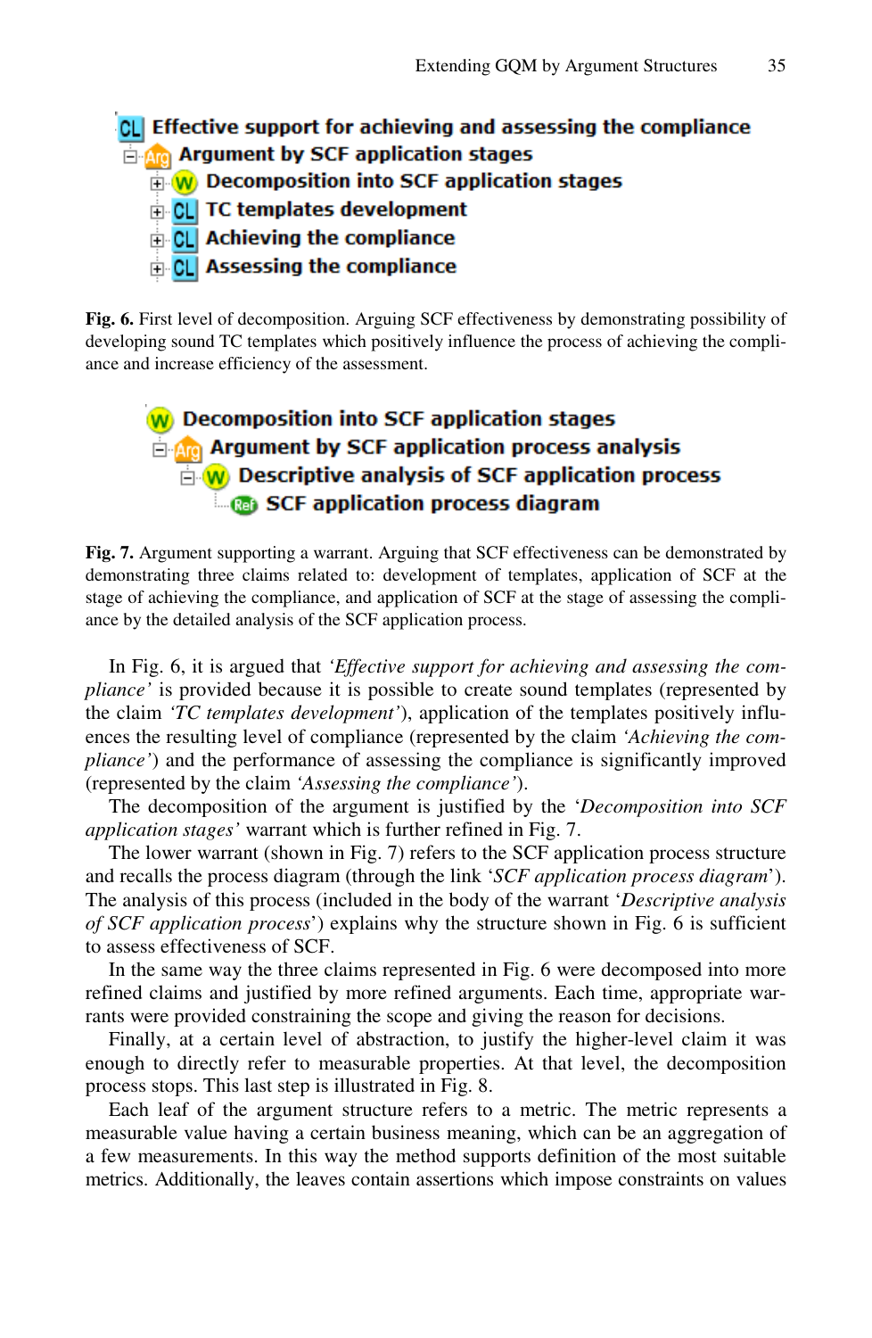CL Effective support for achieving and assessing the compliance
- Arg Argument by SCF application stages
  - W Decomposition into SCF application stages
  - CL TC templates development
  - CL Achieving the compliance
  - CL Assessing the compliance

**Fig. 6.** First level of decomposition. Arguing SCF effectiveness by demonstrating possibility of developing sound TC templates which positively influence the process of achieving the compliance and increase efficiency of the assessment.

W Decomposition into SCF application stages
- Arg Argument by SCF application process analysis
  - W Descriptive analysis of SCF application process
    - Ref SCF application process diagram

**Fig. 7.** Argument supporting a warrant. Arguing that SCF effectiveness can be demonstrated by demonstrating three claims related to: development of templates, application of SCF at the stage of achieving the compliance, and application of SCF at the stage of assessing the compliance by the detailed analysis of the SCF application process.

In Fig. 6, it is argued that *'Effective support for achieving and assessing the compliance'* is provided because it is possible to create sound templates (represented by the claim *'TC templates development'*), application of the templates positively influences the resulting level of compliance (represented by the claim *'Achieving the compliance'*) and the performance of assessing the compliance is significantly improved (represented by the claim *'Assessing the compliance'*).

The decomposition of the argument is justified by the '*Decomposition into SCF application stages'* warrant which is further refined in Fig. 7.

The lower warrant (shown in Fig. 7) refers to the SCF application process structure and recalls the process diagram (through the link '*SCF application process diagram*'). The analysis of this process (included in the body of the warrant '*Descriptive analysis of SCF application process*') explains why the structure shown in Fig. 6 is sufficient to assess effectiveness of SCF.

In the same way the three claims represented in Fig. 6 were decomposed into more refined claims and justified by more refined arguments. Each time, appropriate warrants were provided constraining the scope and giving the reason for decisions.

Finally, at a certain level of abstraction, to justify the higher-level claim it was enough to directly refer to measurable properties. At that level, the decomposition process stops. This last step is illustrated in Fig. 8.

Each leaf of the argument structure refers to a metric. The metric represents a measurable value having a certain business meaning, which can be an aggregation of a few measurements. In this way the method supports definition of the most suitable metrics. Additionally, the leaves contain assertions which impose constraints on values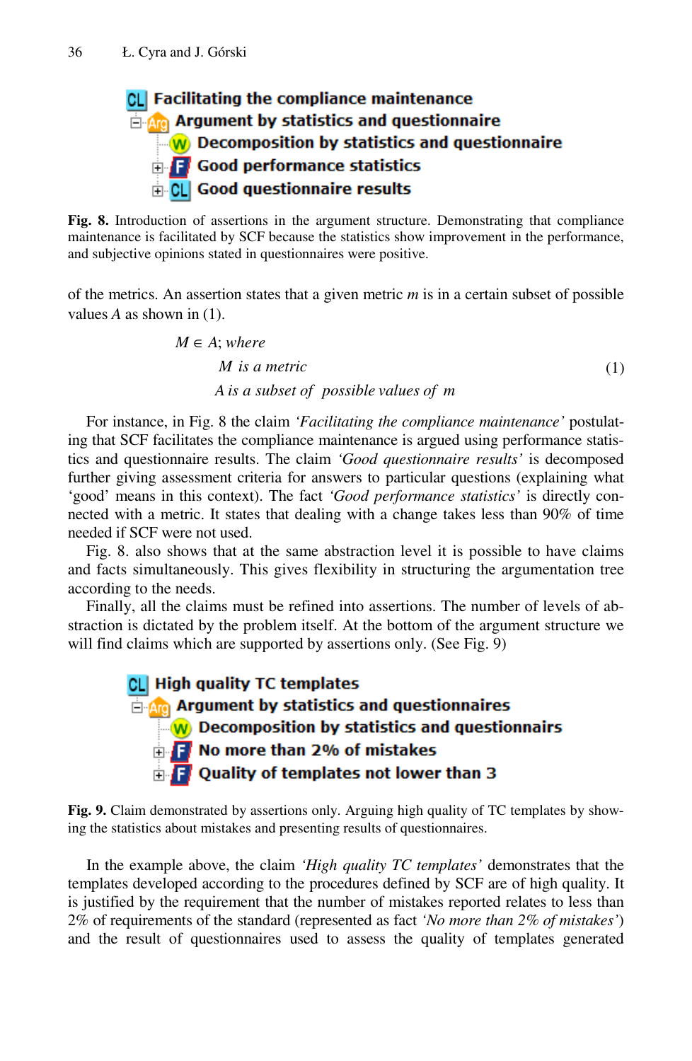CL Facilitating the compliance maintenance
- Arg Argument by statistics and questionnaire
  - W Decomposition by statistics and questionnaire
  - F Good performance statistics
  - CL Good questionnaire results

**Fig. 8.** Introduction of assertions in the argument structure. Demonstrating that compliance maintenance is facilitated by SCF because the statistics show improvement in the performance, and subjective opinions stated in questionnaires were positive.

of the metrics. An assertion states that a given metric $m$ is in a certain subset of possible values $A$ as shown in (1).

$$
\begin{aligned}
&M \in A;\ \textit{where} \\
&\quad M \ \textit{is a metric} \\
&\quad A \ \textit{is a subset of possible values of} \ m
\end{aligned}
\tag{1}
$$

For instance, in Fig. 8 the claim *'Facilitating the compliance maintenance'* postulating that SCF facilitates the compliance maintenance is argued using performance statistics and questionnaire results. The claim *'Good questionnaire results'* is decomposed further giving assessment criteria for answers to particular questions (explaining what 'good' means in this context). The fact *'Good performance statistics'* is directly connected with a metric. It states that dealing with a change takes less than 90% of time needed if SCF were not used.

Fig. 8. also shows that at the same abstraction level it is possible to have claims and facts simultaneously. This gives flexibility in structuring the argumentation tree according to the needs.

Finally, all the claims must be refined into assertions. The number of levels of abstraction is dictated by the problem itself. At the bottom of the argument structure we will find claims which are supported by assertions only. (See Fig. 9)

CL High quality TC templates
- Arg Argument by statistics and questionnaires
  - W Decomposition by statistics and questionnairs
  - F No more than 2% of mistakes
  - F Quality of templates not lower than 3

**Fig. 9.** Claim demonstrated by assertions only. Arguing high quality of TC templates by showing the statistics about mistakes and presenting results of questionnaires.

In the example above, the claim *'High quality TC templates'* demonstrates that the templates developed according to the procedures defined by SCF are of high quality. It is justified by the requirement that the number of mistakes reported relates to less than 2% of requirements of the standard (represented as fact *'No more than 2% of mistakes'*) and the result of questionnaires used to assess the quality of templates generated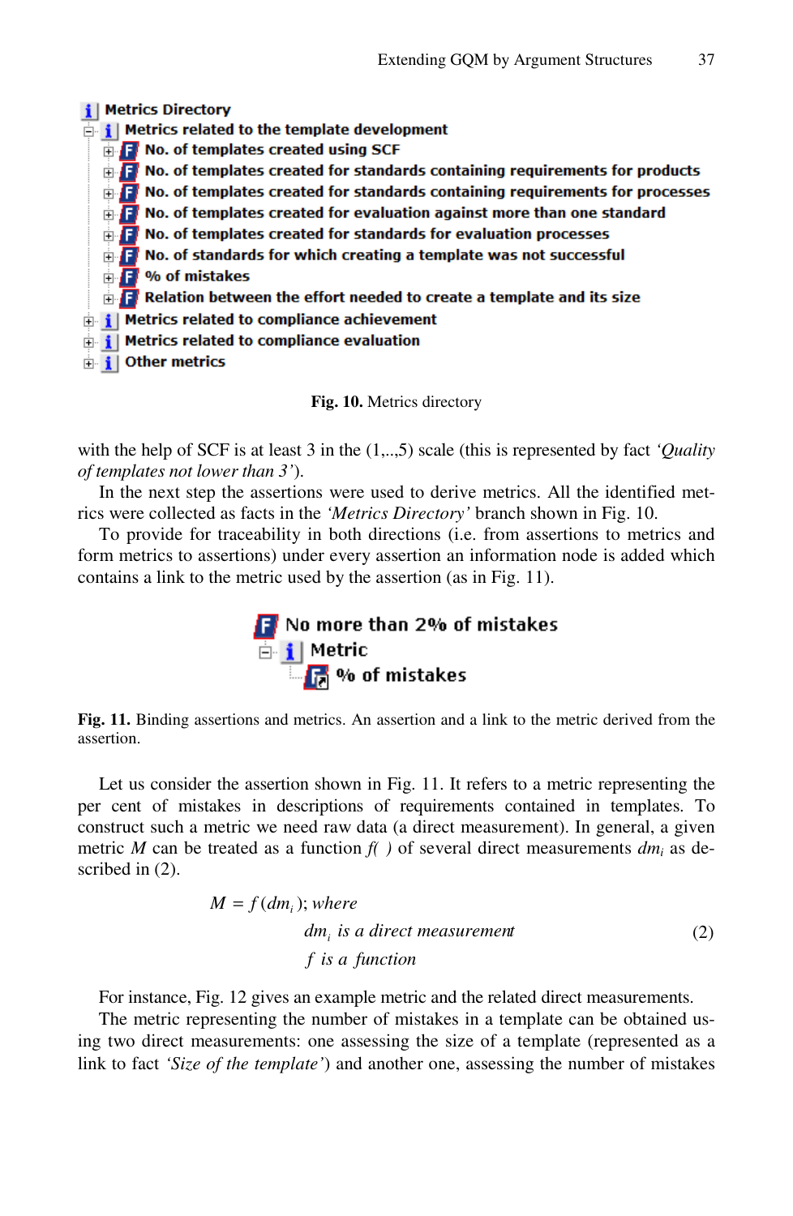Metrics Directory
- Metrics related to the template development
  - No. of templates created using SCF
  - No. of templates created for standards containing requirements for products
  - No. of templates created for standards containing requirements for processes
  - No. of templates created for evaluation against more than one standard
  - No. of templates created for standards for evaluation processes
  - No. of standards for which creating a template was not successful
  - % of mistakes
  - Relation between the effort needed to create a template and its size
- Metrics related to compliance achievement
- Metrics related to compliance evaluation
- Other metrics

**Fig. 10.** Metrics directory

with the help of SCF is at least 3 in the (1,..,5) scale (this is represented by fact *'Quality of templates not lower than 3'*).

In the next step the assertions were used to derive metrics. All the identified metrics were collected as facts in the *'Metrics Directory'* branch shown in Fig. 10.

To provide for traceability in both directions (i.e. from assertions to metrics and form metrics to assertions) under every assertion an information node is added which contains a link to the metric used by the assertion (as in Fig. 11).

No more than 2% of mistakes
- Metric
  - % of mistakes

**Fig. 11.** Binding assertions and metrics. An assertion and a link to the metric derived from the assertion.

Let us consider the assertion shown in Fig. 11. It refers to a metric representing the per cent of mistakes in descriptions of requirements contained in templates. To construct such a metric we need raw data (a direct measurement). In general, a given metric $M$ can be treated as a function $f(\ )$ of several direct measurements $dm_i$ as described in (2).

$$
\begin{aligned}
M &= f(dm_i);\ where \\
&\quad dm_i \text{ is a direct measurement} \\
&\quad f \text{ is a function}
\end{aligned}
\tag{2}
$$

For instance, Fig. 12 gives an example metric and the related direct measurements.

The metric representing the number of mistakes in a template can be obtained using two direct measurements: one assessing the size of a template (represented as a link to fact *'Size of the template'*) and another one, assessing the number of mistakes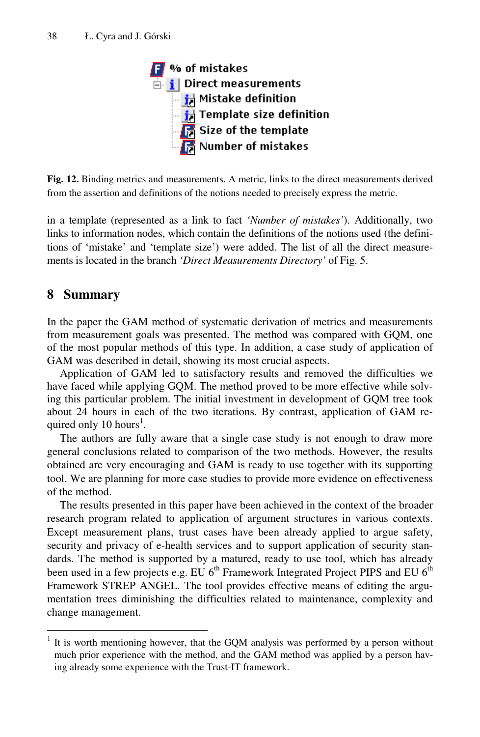% of mistakes
- Direct measurements
  - Mistake definition
  - Template size definition
  - Size of the template
  - Number of mistakes

**Fig. 12.** Binding metrics and measurements. A metric, links to the direct measurements derived from the assertion and definitions of the notions needed to precisely express the metric.

in a template (represented as a link to fact *'Number of mistakes'*). Additionally, two links to information nodes, which contain the definitions of the notions used (the definitions of 'mistake' and 'template size') were added. The list of all the direct measurements is located in the branch *'Direct Measurements Directory'* of Fig. 5.

## 8 Summary

In the paper the GAM method of systematic derivation of metrics and measurements from measurement goals was presented. The method was compared with GQM, one of the most popular methods of this type. In addition, a case study of application of GAM was described in detail, showing its most crucial aspects.

Application of GAM led to satisfactory results and removed the difficulties we have faced while applying GQM. The method proved to be more effective while solving this particular problem. The initial investment in development of GQM tree took about 24 hours in each of the two iterations. By contrast, application of GAM required only 10 hours[1].

The authors are fully aware that a single case study is not enough to draw more general conclusions related to comparison of the two methods. However, the results obtained are very encouraging and GAM is ready to use together with its supporting tool. We are planning for more case studies to provide more evidence on effectiveness of the method.

The results presented in this paper have been achieved in the context of the broader research program related to application of argument structures in various contexts. Except measurement plans, trust cases have been already applied to argue safety, security and privacy of e-health services and to support application of security standards. The method is supported by a matured, ready to use tool, which has already been used in a few projects e.g. EU 6th Framework Integrated Project PIPS and EU 6th Framework STREP ANGEL. The tool provides effective means of editing the argumentation trees diminishing the difficulties related to maintenance, complexity and change management.

[1] It is worth mentioning however, that the GQM analysis was performed by a person without much prior experience with the method, and the GAM method was applied by a person having already some experience with the Trust-IT framework.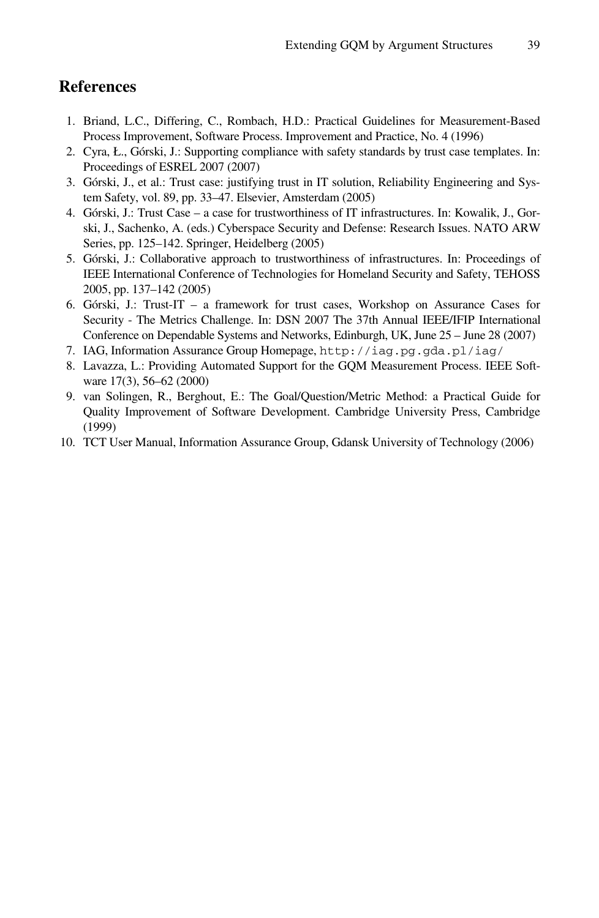## References

1. Briand, L.C., Differing, C., Rombach, H.D.: Practical Guidelines for Measurement-Based Process Improvement, Software Process. Improvement and Practice, No. 4 (1996)
2. Cyra, Ł., Górski, J.: Supporting compliance with safety standards by trust case templates. In: Proceedings of ESREL 2007 (2007)
3. Górski, J., et al.: Trust case: justifying trust in IT solution, Reliability Engineering and System Safety, vol. 89, pp. 33–47. Elsevier, Amsterdam (2005)
4. Górski, J.: Trust Case – a case for trustworthiness of IT infrastructures. In: Kowalik, J., Gorski, J., Sachenko, A. (eds.) Cyberspace Security and Defense: Research Issues. NATO ARW Series, pp. 125–142. Springer, Heidelberg (2005)
5. Górski, J.: Collaborative approach to trustworthiness of infrastructures. In: Proceedings of IEEE International Conference of Technologies for Homeland Security and Safety, TEHOSS 2005, pp. 137–142 (2005)
6. Górski, J.: Trust-IT – a framework for trust cases, Workshop on Assurance Cases for Security - The Metrics Challenge. In: DSN 2007 The 37th Annual IEEE/IFIP International Conference on Dependable Systems and Networks, Edinburgh, UK, June 25 – June 28 (2007)
7. IAG, Information Assurance Group Homepage, `http://iag.pg.gda.pl/iag/`
8. Lavazza, L.: Providing Automated Support for the GQM Measurement Process. IEEE Software 17(3), 56–62 (2000)
9. van Solingen, R., Berghout, E.: The Goal/Question/Metric Method: a Practical Guide for Quality Improvement of Software Development. Cambridge University Press, Cambridge (1999)
10. TCT User Manual, Information Assurance Group, Gdansk University of Technology (2006)